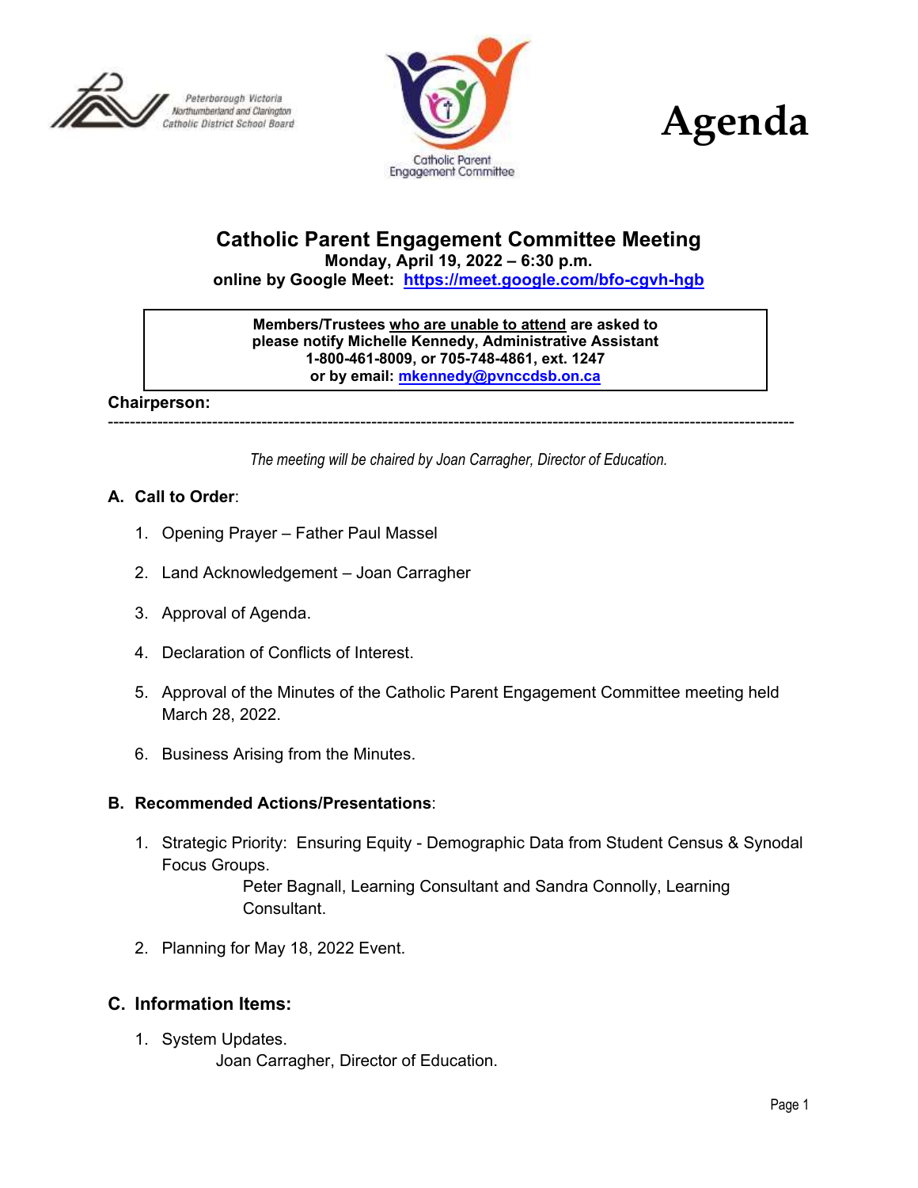Peterborough Victoria Northumberland and Clarington Catholic District School Board

Catholic Parent Engagement Committee

# Agenda

## Catholic Parent Engagement Committee Meeting

**Monday, April 19, 2022 – 6:30 p.m.**

**online by Google Meet: [https://meet.google.com/bfo-cgvh-hgb](https://meet.google.com/bfo-cgvh-hgb)**

> **Members/Trustees who are unable to attend are asked to please notify Michelle Kennedy, Administrative Assistant 1-800-461-8009, or 705-748-4861, ext. 1247 or by email: [mkennedy@pvnccdsb.on.ca](mailto:mkennedy@pvnccdsb.on.ca)**

**Chairperson:**

---

*The meeting will be chaired by Joan Carragher, Director of Education.*

### A. Call to Order:

1. Opening Prayer – Father Paul Massel
2. Land Acknowledgement – Joan Carragher
3. Approval of Agenda.
4. Declaration of Conflicts of Interest.
5. Approval of the Minutes of the Catholic Parent Engagement Committee meeting held March 28, 2022.
6. Business Arising from the Minutes.

### B. Recommended Actions/Presentations:

1. Strategic Priority: Ensuring Equity - Demographic Data from Student Census & Synodal Focus Groups.
   Peter Bagnall, Learning Consultant and Sandra Connolly, Learning Consultant.
2. Planning for May 18, 2022 Event.

### C. Information Items:

1. System Updates.
   Joan Carragher, Director of Education.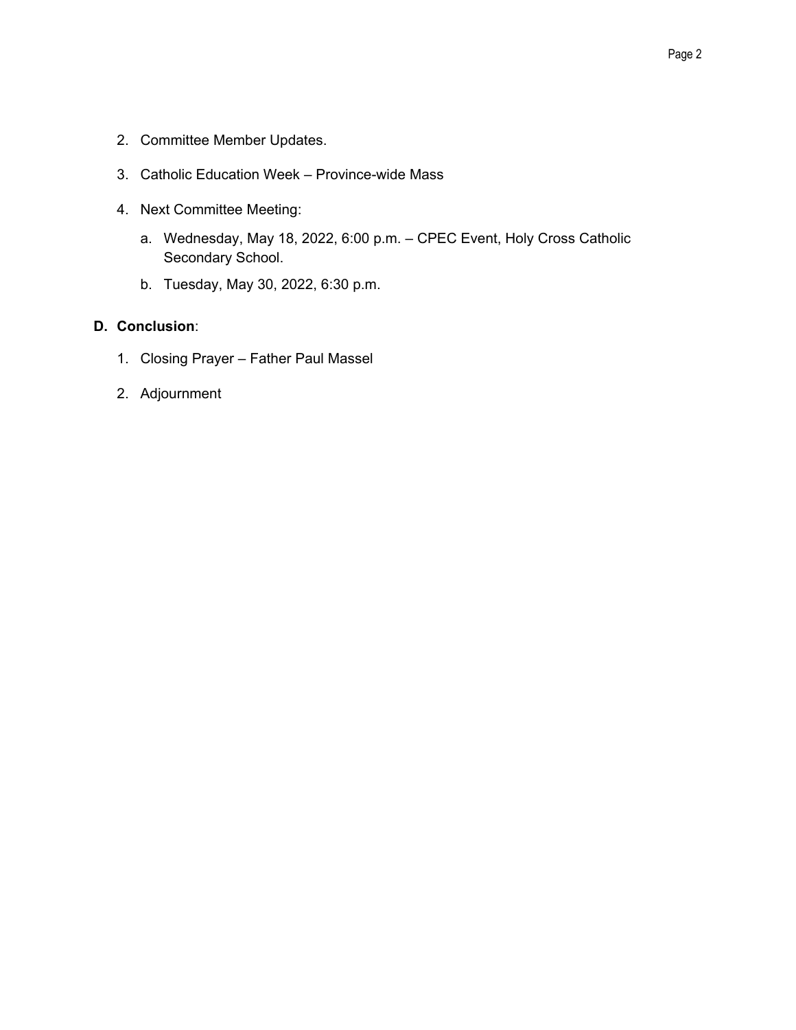2. Committee Member Updates.

3. Catholic Education Week – Province-wide Mass

4. Next Committee Meeting:

   a. Wednesday, May 18, 2022, 6:00 p.m. – CPEC Event, Holy Cross Catholic Secondary School.

   b. Tuesday, May 30, 2022, 6:30 p.m.

**D. Conclusion**:

1. Closing Prayer – Father Paul Massel

2. Adjournment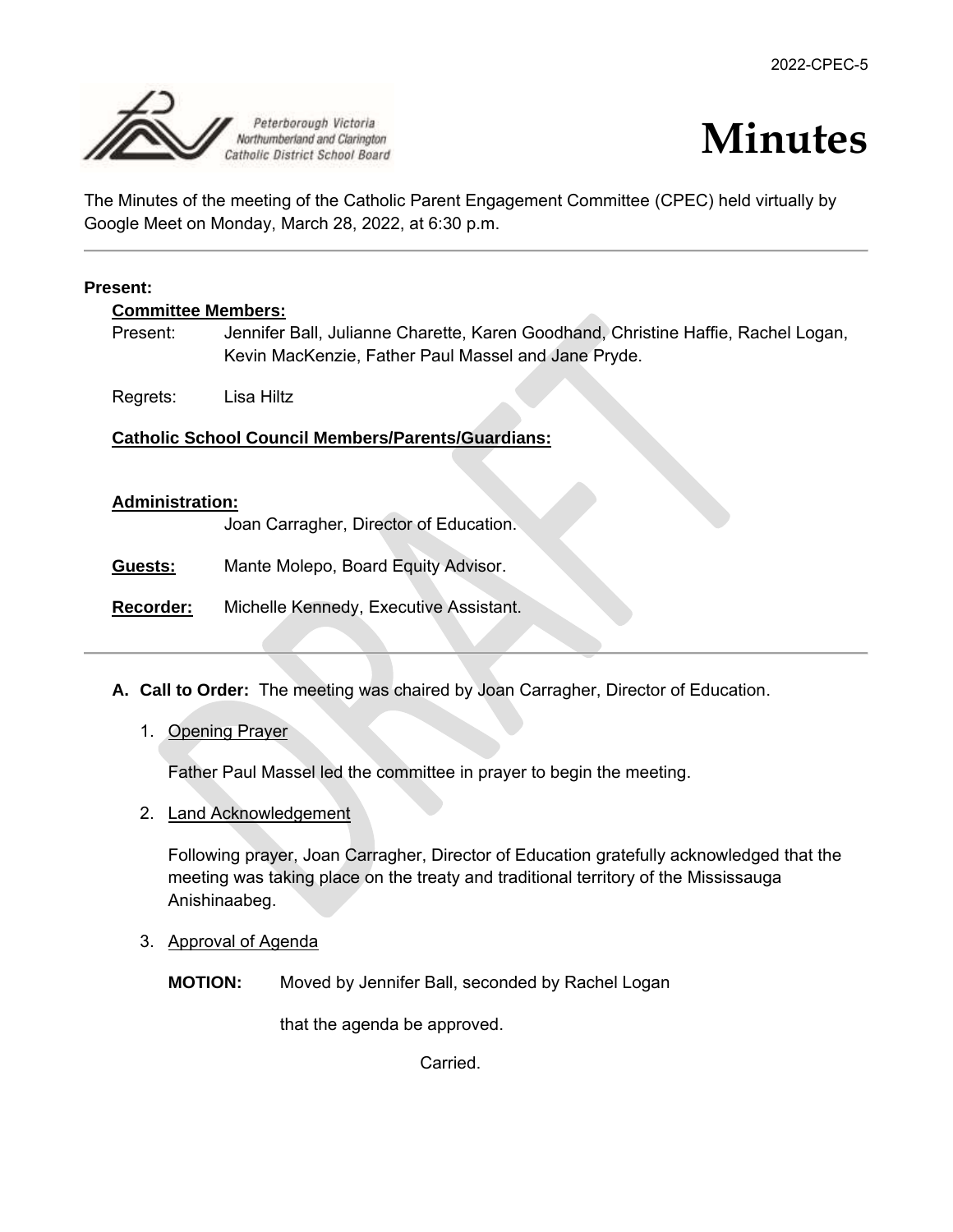# Minutes

The Minutes of the meeting of the Catholic Parent Engagement Committee (CPEC) held virtually by Google Meet on Monday, March 28, 2022, at 6:30 p.m.

---

**Present:**

**Committee Members:**

Present: Jennifer Ball, Julianne Charette, Karen Goodhand, Christine Haffie, Rachel Logan, Kevin MacKenzie, Father Paul Massel and Jane Pryde.

Regrets: Lisa Hiltz

**Catholic School Council Members/Parents/Guardians:**

**Administration:**

Joan Carragher, Director of Education.

**Guests:** Mante Molepo, Board Equity Advisor.

**Recorder:** Michelle Kennedy, Executive Assistant.

---

**A. Call to Order:** The meeting was chaired by Joan Carragher, Director of Education.

1. Opening Prayer

   Father Paul Massel led the committee in prayer to begin the meeting.

2. Land Acknowledgement

   Following prayer, Joan Carragher, Director of Education gratefully acknowledged that the meeting was taking place on the treaty and traditional territory of the Mississauga Anishinaabeg.

3. Approval of Agenda

   **MOTION:** Moved by Jennifer Ball, seconded by Rachel Logan

   that the agenda be approved.

   Carried.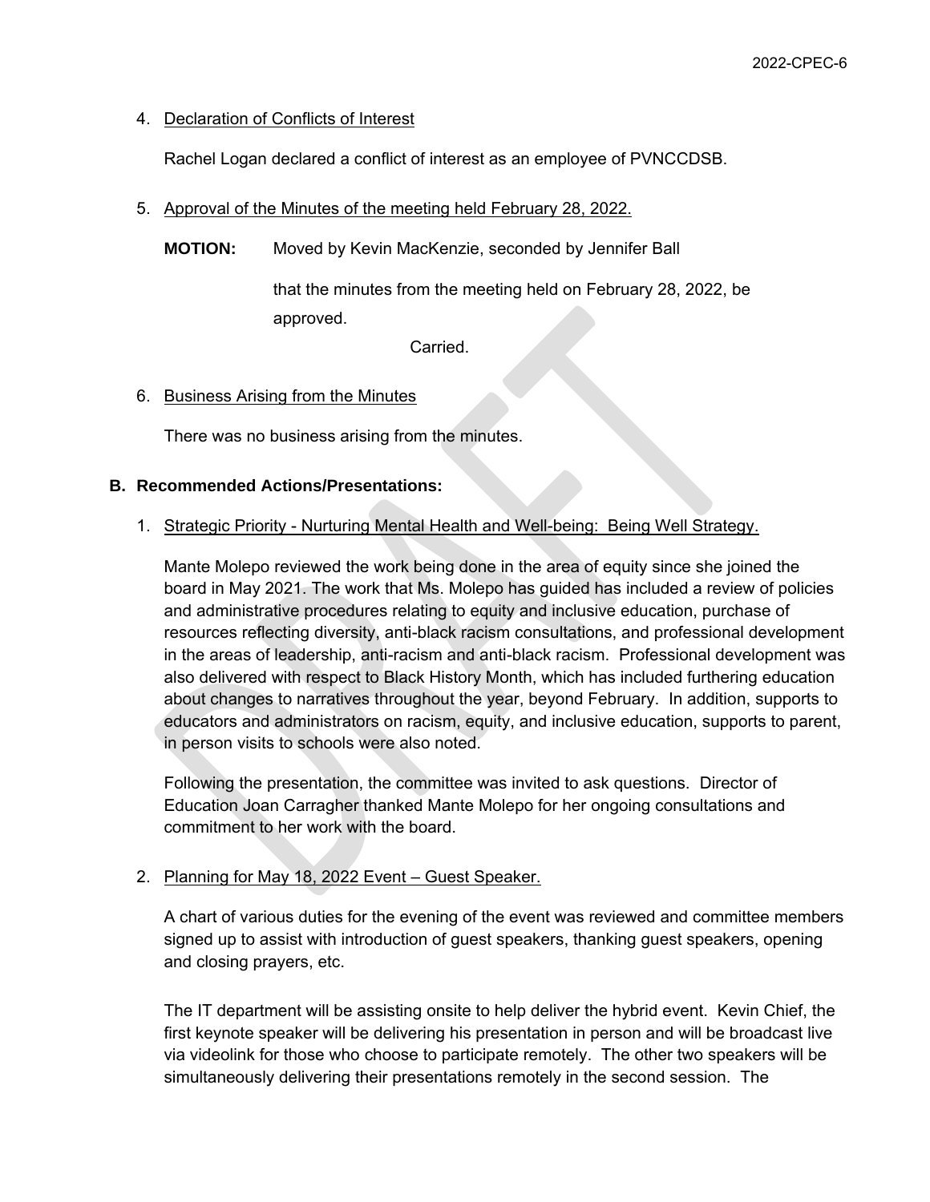4. Declaration of Conflicts of Interest

   Rachel Logan declared a conflict of interest as an employee of PVNCCDSB.

5. Approval of the Minutes of the meeting held February 28, 2022.

   **MOTION:** Moved by Kevin MacKenzie, seconded by Jennifer Ball

   that the minutes from the meeting held on February 28, 2022, be approved.

   Carried.

6. Business Arising from the Minutes

   There was no business arising from the minutes.

**B. Recommended Actions/Presentations:**

1. Strategic Priority - Nurturing Mental Health and Well-being: Being Well Strategy.

   Mante Molepo reviewed the work being done in the area of equity since she joined the board in May 2021. The work that Ms. Molepo has guided has included a review of policies and administrative procedures relating to equity and inclusive education, purchase of resources reflecting diversity, anti-black racism consultations, and professional development in the areas of leadership, anti-racism and anti-black racism. Professional development was also delivered with respect to Black History Month, which has included furthering education about changes to narratives throughout the year, beyond February. In addition, supports to educators and administrators on racism, equity, and inclusive education, supports to parent, in person visits to schools were also noted.

   Following the presentation, the committee was invited to ask questions. Director of Education Joan Carragher thanked Mante Molepo for her ongoing consultations and commitment to her work with the board.

2. Planning for May 18, 2022 Event – Guest Speaker.

   A chart of various duties for the evening of the event was reviewed and committee members signed up to assist with introduction of guest speakers, thanking guest speakers, opening and closing prayers, etc.

   The IT department will be assisting onsite to help deliver the hybrid event. Kevin Chief, the first keynote speaker will be delivering his presentation in person and will be broadcast live via videolink for those who choose to participate remotely. The other two speakers will be simultaneously delivering their presentations remotely in the second session. The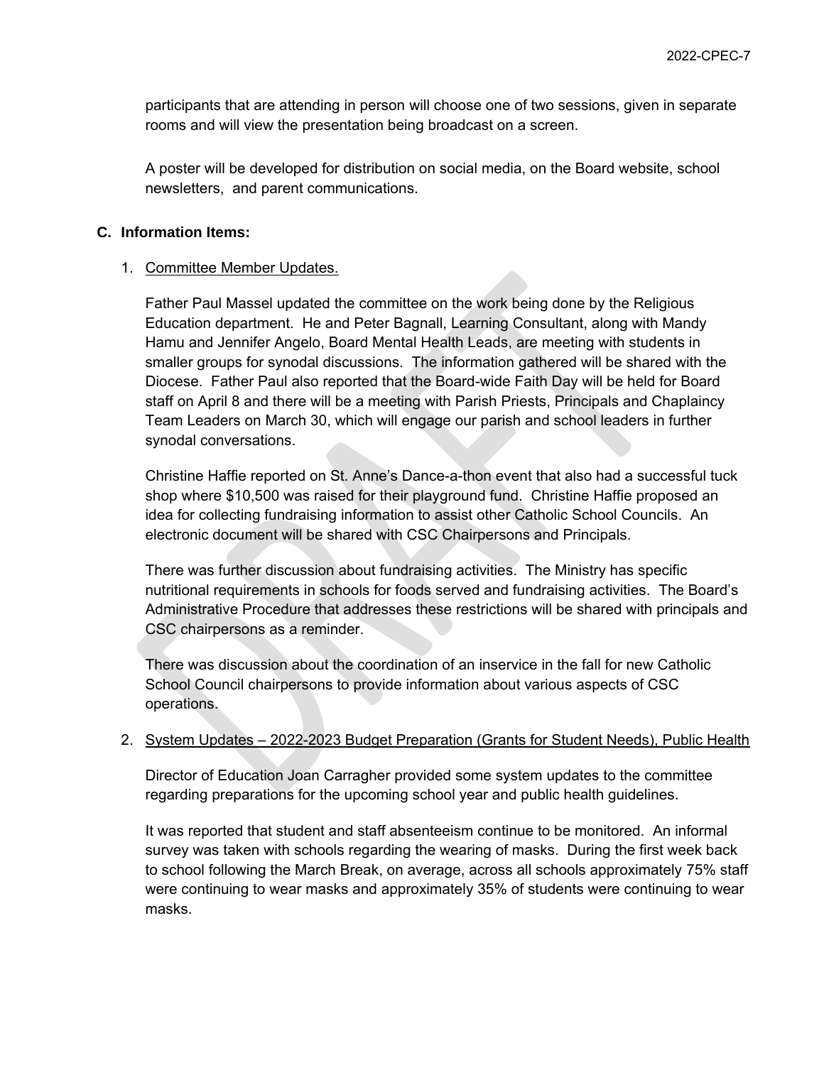participants that are attending in person will choose one of two sessions, given in separate rooms and will view the presentation being broadcast on a screen.

A poster will be developed for distribution on social media, on the Board website, school newsletters, and parent communications.

## C. Information Items:

1. Committee Member Updates.

   Father Paul Massel updated the committee on the work being done by the Religious Education department. He and Peter Bagnall, Learning Consultant, along with Mandy Hamu and Jennifer Angelo, Board Mental Health Leads, are meeting with students in smaller groups for synodal discussions. The information gathered will be shared with the Diocese. Father Paul also reported that the Board-wide Faith Day will be held for Board staff on April 8 and there will be a meeting with Parish Priests, Principals and Chaplaincy Team Leaders on March 30, which will engage our parish and school leaders in further synodal conversations.

   Christine Haffie reported on St. Anne's Dance-a-thon event that also had a successful tuck shop where $10,500 was raised for their playground fund. Christine Haffie proposed an idea for collecting fundraising information to assist other Catholic School Councils. An electronic document will be shared with CSC Chairpersons and Principals.

   There was further discussion about fundraising activities. The Ministry has specific nutritional requirements in schools for foods served and fundraising activities. The Board's Administrative Procedure that addresses these restrictions will be shared with principals and CSC chairpersons as a reminder.

   There was discussion about the coordination of an inservice in the fall for new Catholic School Council chairpersons to provide information about various aspects of CSC operations.

2. System Updates – 2022-2023 Budget Preparation (Grants for Student Needs), Public Health

   Director of Education Joan Carragher provided some system updates to the committee regarding preparations for the upcoming school year and public health guidelines.

   It was reported that student and staff absenteeism continue to be monitored. An informal survey was taken with schools regarding the wearing of masks. During the first week back to school following the March Break, on average, across all schools approximately 75% staff were continuing to wear masks and approximately 35% of students were continuing to wear masks.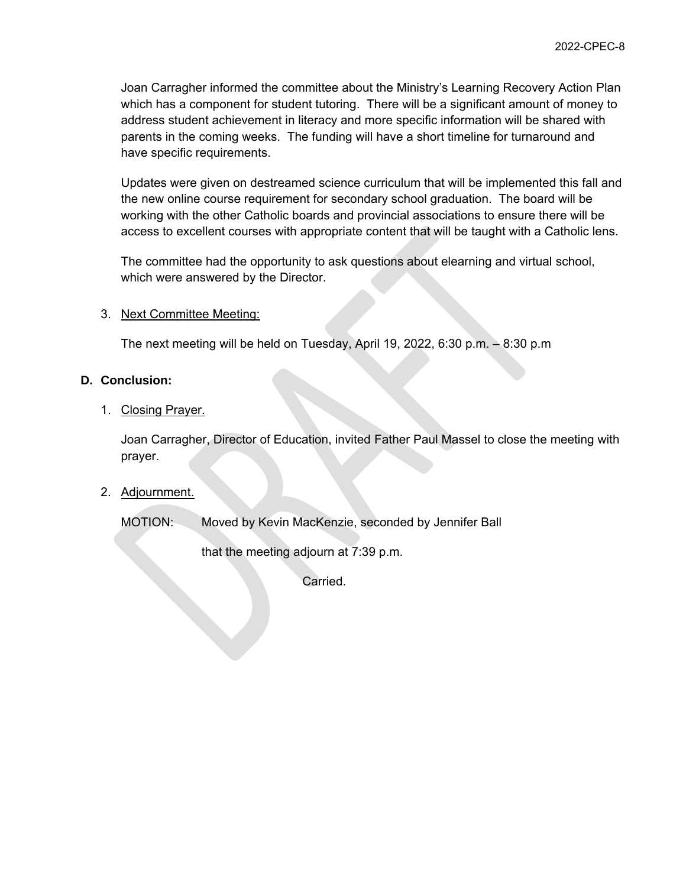Joan Carragher informed the committee about the Ministry's Learning Recovery Action Plan which has a component for student tutoring. There will be a significant amount of money to address student achievement in literacy and more specific information will be shared with parents in the coming weeks. The funding will have a short timeline for turnaround and have specific requirements.

Updates were given on destreamed science curriculum that will be implemented this fall and the new online course requirement for secondary school graduation. The board will be working with the other Catholic boards and provincial associations to ensure there will be access to excellent courses with appropriate content that will be taught with a Catholic lens.

The committee had the opportunity to ask questions about elearning and virtual school, which were answered by the Director.

3. Next Committee Meeting:

The next meeting will be held on Tuesday, April 19, 2022, 6:30 p.m. – 8:30 p.m

**D. Conclusion:**

1. Closing Prayer.

Joan Carragher, Director of Education, invited Father Paul Massel to close the meeting with prayer.

2. Adjournment.

MOTION: Moved by Kevin MacKenzie, seconded by Jennifer Ball

that the meeting adjourn at 7:39 p.m.

Carried.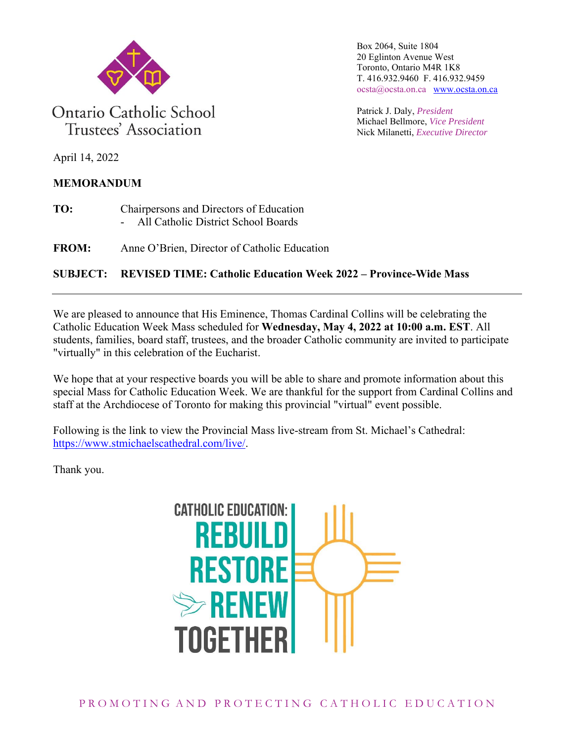Ontario Catholic School Trustees' Association

Box 2064, Suite 1804
20 Eglinton Avenue West
Toronto, Ontario M4R 1K8
T. 416.932.9460 F. 416.932.9459
ocsta@ocsta.on.ca www.ocsta.on.ca

Patrick J. Daly, *President*
Michael Bellmore, *Vice President*
Nick Milanetti, *Executive Director*

April 14, 2022

**MEMORANDUM**

**TO:** Chairpersons and Directors of Education
- All Catholic District School Boards

**FROM:** Anne O'Brien, Director of Catholic Education

**SUBJECT: REVISED TIME: Catholic Education Week 2022 – Province-Wide Mass**

---

We are pleased to announce that His Eminence, Thomas Cardinal Collins will be celebrating the Catholic Education Week Mass scheduled for **Wednesday, May 4, 2022 at 10:00 a.m. EST**. All students, families, board staff, trustees, and the broader Catholic community are invited to participate "virtually" in this celebration of the Eucharist.

We hope that at your respective boards you will be able to share and promote information about this special Mass for Catholic Education Week. We are thankful for the support from Cardinal Collins and staff at the Archdiocese of Toronto for making this provincial "virtual" event possible.

Following is the link to view the Provincial Mass live-stream from St. Michael's Cathedral: https://www.stmichaelscathedral.com/live/.

Thank you.

CATHOLIC EDUCATION: REBUILD RESTORE RENEW TOGETHER

PROMOTING AND PROTECTING CATHOLIC EDUCATION